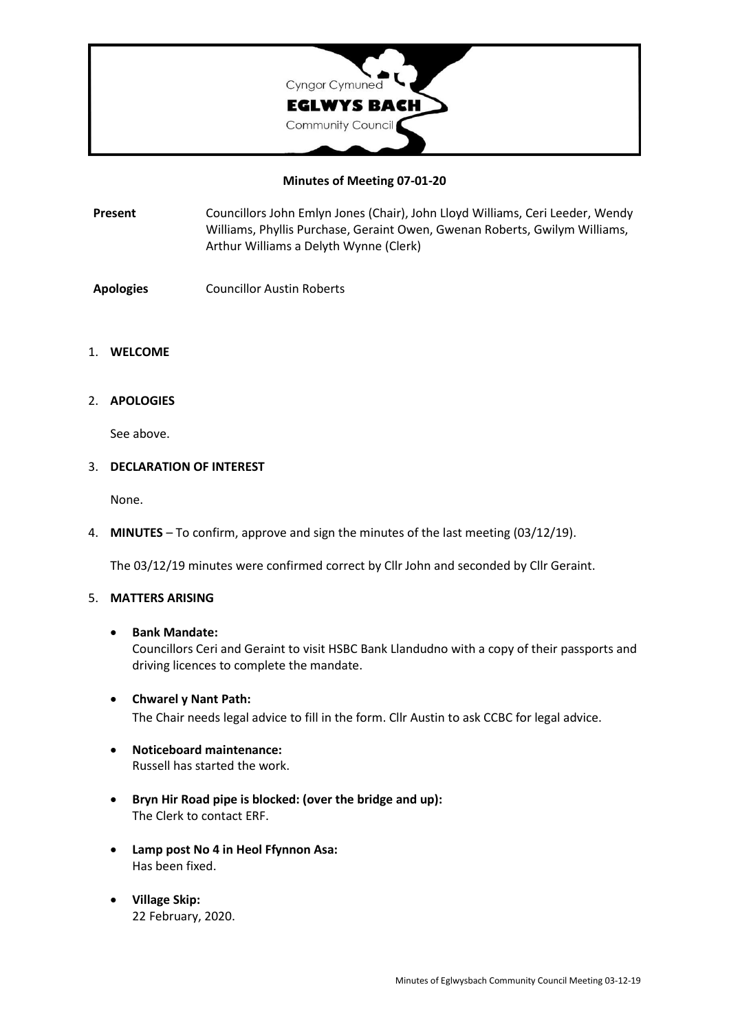Cyngor Cymuned
**EGLWYS BACH**
Community Council

**Minutes of Meeting 07-01-20**

**Present** Councillors John Emlyn Jones (Chair), John Lloyd Williams, Ceri Leeder, Wendy Williams, Phyllis Purchase, Geraint Owen, Gwenan Roberts, Gwilym Williams, Arthur Williams a Delyth Wynne (Clerk)

**Apologies** Councillor Austin Roberts

1. **WELCOME**

2. **APOLOGIES**

   See above.

3. **DECLARATION OF INTEREST**

   None.

4. **MINUTES** – To confirm, approve and sign the minutes of the last meeting (03/12/19).

   The 03/12/19 minutes were confirmed correct by Cllr John and seconded by Cllr Geraint.

5. **MATTERS ARISING**

   - **Bank Mandate:**
     Councillors Ceri and Geraint to visit HSBC Bank Llandudno with a copy of their passports and driving licences to complete the mandate.

   - **Chwarel y Nant Path:**
     The Chair needs legal advice to fill in the form. Cllr Austin to ask CCBC for legal advice.

   - **Noticeboard maintenance:**
     Russell has started the work.

   - **Bryn Hir Road pipe is blocked: (over the bridge and up):**
     The Clerk to contact ERF.

   - **Lamp post No 4 in Heol Ffynnon Asa:**
     Has been fixed.

   - **Village Skip:**
     22 February, 2020.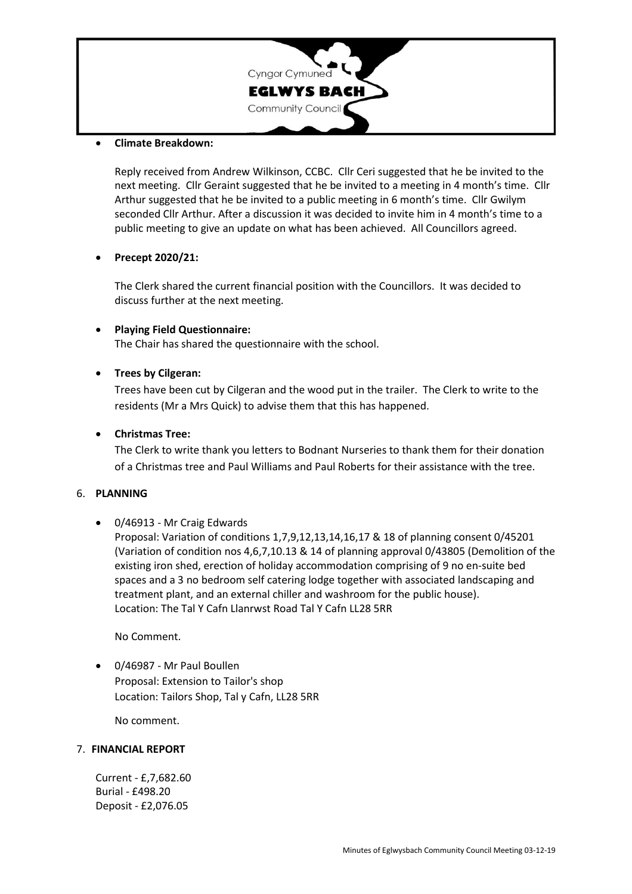- **Climate Breakdown:**

  Reply received from Andrew Wilkinson, CCBC. Cllr Ceri suggested that he be invited to the next meeting. Cllr Geraint suggested that he be invited to a meeting in 4 month's time. Cllr Arthur suggested that he be invited to a public meeting in 6 month's time. Cllr Gwilym seconded Cllr Arthur. After a discussion it was decided to invite him in 4 month's time to a public meeting to give an update on what has been achieved. All Councillors agreed.

- **Precept 2020/21:**

  The Clerk shared the current financial position with the Councillors. It was decided to discuss further at the next meeting.

- **Playing Field Questionnaire:**
  The Chair has shared the questionnaire with the school.

- **Trees by Cilgeran:**
  Trees have been cut by Cilgeran and the wood put in the trailer. The Clerk to write to the residents (Mr a Mrs Quick) to advise them that this has happened.

- **Christmas Tree:**
  The Clerk to write thank you letters to Bodnant Nurseries to thank them for their donation of a Christmas tree and Paul Williams and Paul Roberts for their assistance with the tree.

6. **PLANNING**

- 0/46913 - Mr Craig Edwards
  Proposal: Variation of conditions 1,7,9,12,13,14,16,17 & 18 of planning consent 0/45201 (Variation of condition nos 4,6,7,10.13 & 14 of planning approval 0/43805 (Demolition of the existing iron shed, erection of holiday accommodation comprising of 9 no en-suite bed spaces and a 3 no bedroom self catering lodge together with associated landscaping and treatment plant, and an external chiller and washroom for the public house).
  Location: The Tal Y Cafn Llanrwst Road Tal Y Cafn LL28 5RR

  No Comment.

- 0/46987 - Mr Paul Boullen
  Proposal: Extension to Tailor's shop
  Location: Tailors Shop, Tal y Cafn, LL28 5RR

  No comment.

7. **FINANCIAL REPORT**

Current - £,7,682.60
Burial - £498.20
Deposit - £2,076.05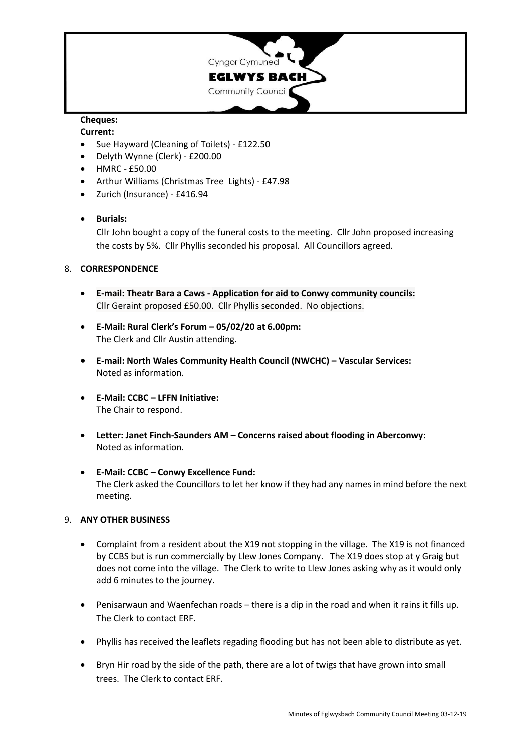**Cheques:**

**Current:**

- Sue Hayward (Cleaning of Toilets) - £122.50
- Delyth Wynne (Clerk) - £200.00
- HMRC - £50.00
- Arthur Williams (Christmas Tree Lights) - £47.98
- Zurich (Insurance) - £416.94

- **Burials:**

  Cllr John bought a copy of the funeral costs to the meeting. Cllr John proposed increasing the costs by 5%. Cllr Phyllis seconded his proposal. All Councillors agreed.

8. **CORRESPONDENCE**

- **E-mail: Theatr Bara a Caws - Application for aid to Conwy community councils:**
  Cllr Geraint proposed £50.00. Cllr Phyllis seconded. No objections.

- **E-Mail: Rural Clerk's Forum – 05/02/20 at 6.00pm:**
  The Clerk and Cllr Austin attending.

- **E-mail: North Wales Community Health Council (NWCHC) – Vascular Services:**
  Noted as information.

- **E-Mail: CCBC – LFFN Initiative:**
  The Chair to respond.

- **Letter: Janet Finch-Saunders AM – Concerns raised about flooding in Aberconwy:**
  Noted as information.

- **E-Mail: CCBC – Conwy Excellence Fund:**
  The Clerk asked the Councillors to let her know if they had any names in mind before the next meeting.

9. **ANY OTHER BUSINESS**

- Complaint from a resident about the X19 not stopping in the village. The X19 is not financed by CCBS but is run commercially by Llew Jones Company. The X19 does stop at y Graig but does not come into the village. The Clerk to write to Llew Jones asking why as it would only add 6 minutes to the journey.

- Penisarwaun and Waenfechan roads – there is a dip in the road and when it rains it fills up. The Clerk to contact ERF.

- Phyllis has received the leaflets regading flooding but has not been able to distribute as yet.

- Bryn Hir road by the side of the path, there are a lot of twigs that have grown into small trees. The Clerk to contact ERF.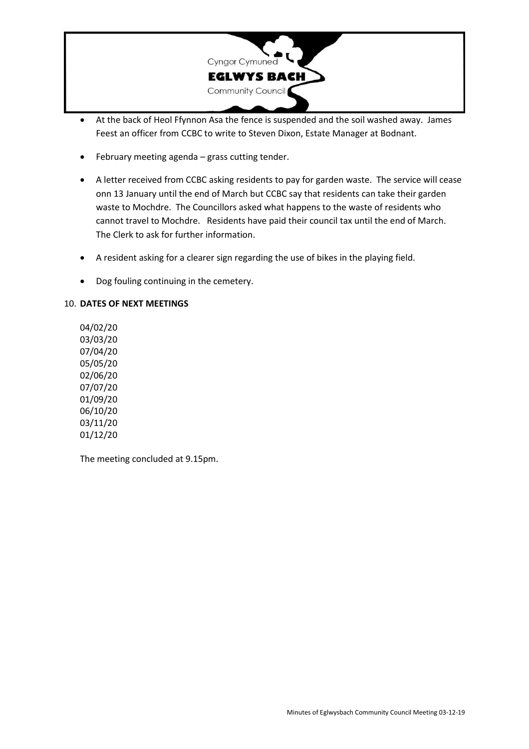- At the back of Heol Ffynnon Asa the fence is suspended and the soil washed away. James Feest an officer from CCBC to write to Steven Dixon, Estate Manager at Bodnant.

- February meeting agenda – grass cutting tender.

- A letter received from CCBC asking residents to pay for garden waste. The service will cease onn 13 January until the end of March but CCBC say that residents can take their garden waste to Mochdre. The Councillors asked what happens to the waste of residents who cannot travel to Mochdre. Residents have paid their council tax until the end of March. The Clerk to ask for further information.

- A resident asking for a clearer sign regarding the use of bikes in the playing field.

- Dog fouling continuing in the cemetery.

10. **DATES OF NEXT MEETINGS**

04/02/20
03/03/20
07/04/20
05/05/20
02/06/20
07/07/20
01/09/20
06/10/20
03/11/20
01/12/20

The meeting concluded at 9.15pm.